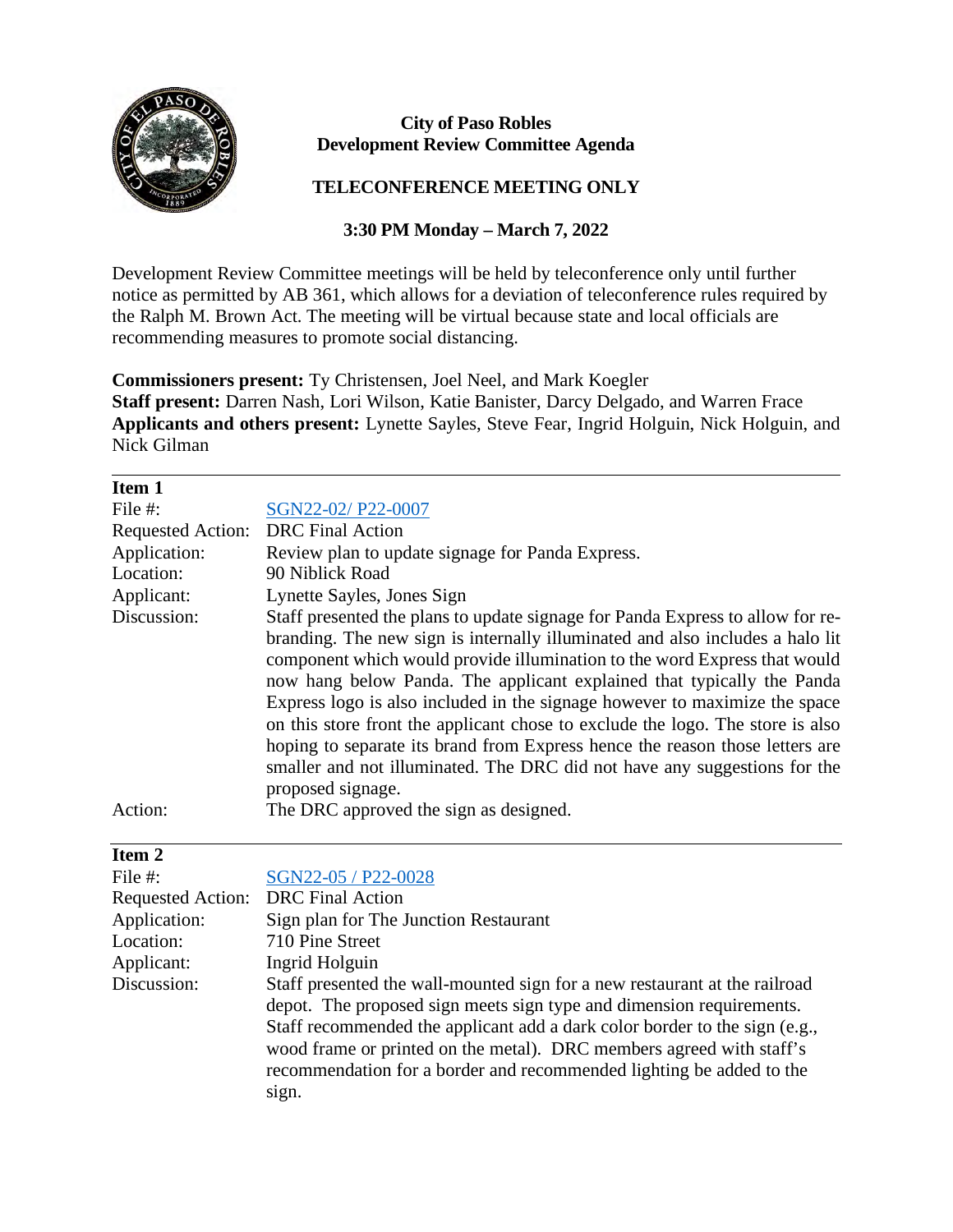**City of Paso Robles**
**Development Review Committee Agenda**

**TELECONFERENCE MEETING ONLY**

**3:30 PM Monday – March 7, 2022**

Development Review Committee meetings will be held by teleconference only until further notice as permitted by AB 361, which allows for a deviation of teleconference rules required by the Ralph M. Brown Act. The meeting will be virtual because state and local officials are recommending measures to promote social distancing.

**Commissioners present:** Ty Christensen, Joel Neel, and Mark Koegler
**Staff present:** Darren Nash, Lori Wilson, Katie Banister, Darcy Delgado, and Warren Frace
**Applicants and others present:** Lynette Sayles, Steve Fear, Ingrid Holguin, Nick Holguin, and Nick Gilman

---

**Item 1**

| | |
|---|---|
| File #: | SGN22-02/ P22-0007 |
| Requested Action: | DRC Final Action |
| Application: | Review plan to update signage for Panda Express. |
| Location: | 90 Niblick Road |
| Applicant: | Lynette Sayles, Jones Sign |
| Discussion: | Staff presented the plans to update signage for Panda Express to allow for re-branding. The new sign is internally illuminated and also includes a halo lit component which would provide illumination to the word Express that would now hang below Panda. The applicant explained that typically the Panda Express logo is also included in the signage however to maximize the space on this store front the applicant chose to exclude the logo. The store is also hoping to separate its brand from Express hence the reason those letters are smaller and not illuminated. The DRC did not have any suggestions for the proposed signage. |
| Action: | The DRC approved the sign as designed. |

---

**Item 2**

| | |
|---|---|
| File #: | SGN22-05 / P22-0028 |
| Requested Action: | DRC Final Action |
| Application: | Sign plan for The Junction Restaurant |
| Location: | 710 Pine Street |
| Applicant: | Ingrid Holguin |
| Discussion: | Staff presented the wall-mounted sign for a new restaurant at the railroad depot. The proposed sign meets sign type and dimension requirements. Staff recommended the applicant add a dark color border to the sign (e.g., wood frame or printed on the metal). DRC members agreed with staff's recommendation for a border and recommended lighting be added to the sign. |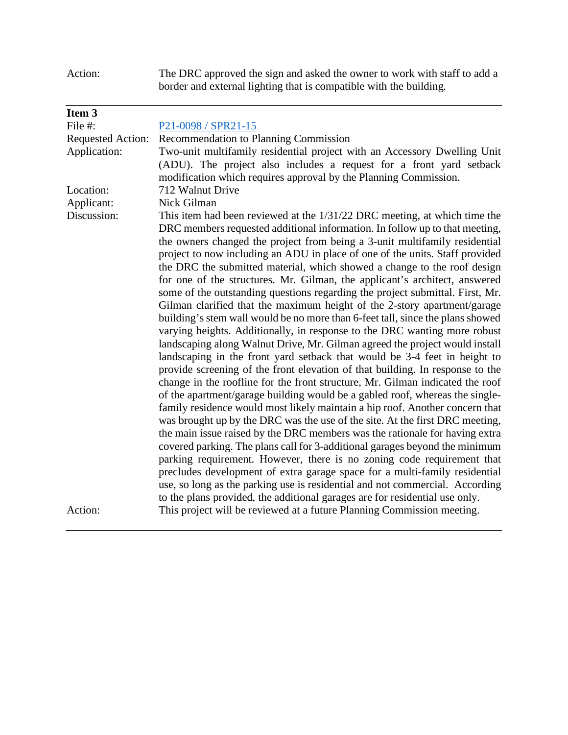| | |
|---|---|
| Action: | The DRC approved the sign and asked the owner to work with staff to add a border and external lighting that is compatible with the building. |

**Item 3**

| | |
|---|---|
| File #: | [P21-0098 / SPR21-15]() |
| Requested Action: | Recommendation to Planning Commission |
| Application: | Two-unit multifamily residential project with an Accessory Dwelling Unit (ADU). The project also includes a request for a front yard setback modification which requires approval by the Planning Commission. |
| Location: | 712 Walnut Drive |
| Applicant: | Nick Gilman |
| Discussion: | This item had been reviewed at the 1/31/22 DRC meeting, at which time the DRC members requested additional information. In follow up to that meeting, the owners changed the project from being a 3-unit multifamily residential project to now including an ADU in place of one of the units. Staff provided the DRC the submitted material, which showed a change to the roof design for one of the structures. Mr. Gilman, the applicant's architect, answered some of the outstanding questions regarding the project submittal. First, Mr. Gilman clarified that the maximum height of the 2-story apartment/garage building's stem wall would be no more than 6-feet tall, since the plans showed varying heights. Additionally, in response to the DRC wanting more robust landscaping along Walnut Drive, Mr. Gilman agreed the project would install landscaping in the front yard setback that would be 3-4 feet in height to provide screening of the front elevation of that building. In response to the change in the roofline for the front structure, Mr. Gilman indicated the roof of the apartment/garage building would be a gabled roof, whereas the single-family residence would most likely maintain a hip roof. Another concern that was brought up by the DRC was the use of the site. At the first DRC meeting, the main issue raised by the DRC members was the rationale for having extra covered parking. The plans call for 3-additional garages beyond the minimum parking requirement. However, there is no zoning code requirement that precludes development of extra garage space for a multi-family residential use, so long as the parking use is residential and not commercial. According to the plans provided, the additional garages are for residential use only. |
| Action: | This project will be reviewed at a future Planning Commission meeting. |